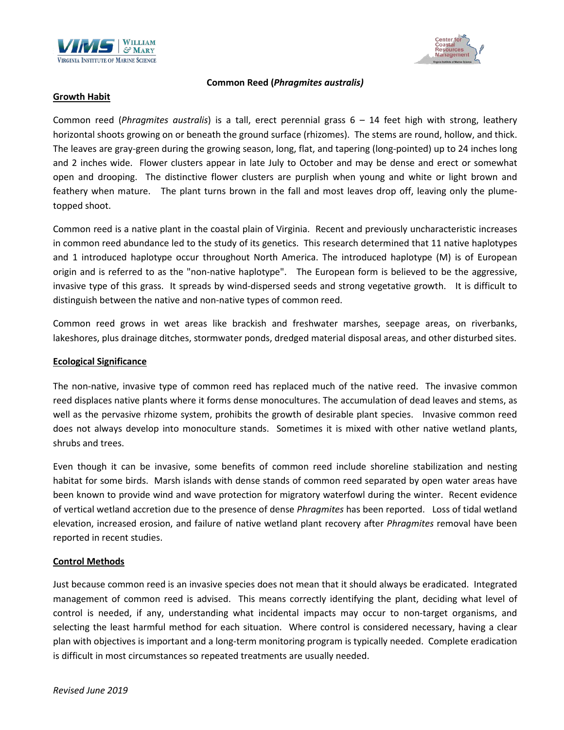# Common Reed (*Phragmites australis)*

## Growth Habit

Common reed (*Phragmites australis*) is a tall, erect perennial grass 6 – 14 feet high with strong, leathery horizontal shoots growing on or beneath the ground surface (rhizomes). The stems are round, hollow, and thick. The leaves are gray-green during the growing season, long, flat, and tapering (long-pointed) up to 24 inches long and 2 inches wide. Flower clusters appear in late July to October and may be dense and erect or somewhat open and drooping. The distinctive flower clusters are purplish when young and white or light brown and feathery when mature. The plant turns brown in the fall and most leaves drop off, leaving only the plume-topped shoot.

Common reed is a native plant in the coastal plain of Virginia. Recent and previously uncharacteristic increases in common reed abundance led to the study of its genetics. This research determined that 11 native haplotypes and 1 introduced haplotype occur throughout North America. The introduced haplotype (M) is of European origin and is referred to as the "non-native haplotype". The European form is believed to be the aggressive, invasive type of this grass. It spreads by wind-dispersed seeds and strong vegetative growth. It is difficult to distinguish between the native and non-native types of common reed.

Common reed grows in wet areas like brackish and freshwater marshes, seepage areas, on riverbanks, lakeshores, plus drainage ditches, stormwater ponds, dredged material disposal areas, and other disturbed sites.

## Ecological Significance

The non-native, invasive type of common reed has replaced much of the native reed. The invasive common reed displaces native plants where it forms dense monocultures. The accumulation of dead leaves and stems, as well as the pervasive rhizome system, prohibits the growth of desirable plant species. Invasive common reed does not always develop into monoculture stands. Sometimes it is mixed with other native wetland plants, shrubs and trees.

Even though it can be invasive, some benefits of common reed include shoreline stabilization and nesting habitat for some birds. Marsh islands with dense stands of common reed separated by open water areas have been known to provide wind and wave protection for migratory waterfowl during the winter. Recent evidence of vertical wetland accretion due to the presence of dense *Phragmites* has been reported. Loss of tidal wetland elevation, increased erosion, and failure of native wetland plant recovery after *Phragmites* removal have been reported in recent studies.

## Control Methods

Just because common reed is an invasive species does not mean that it should always be eradicated. Integrated management of common reed is advised. This means correctly identifying the plant, deciding what level of control is needed, if any, understanding what incidental impacts may occur to non-target organisms, and selecting the least harmful method for each situation. Where control is considered necessary, having a clear plan with objectives is important and a long-term monitoring program is typically needed. Complete eradication is difficult in most circumstances so repeated treatments are usually needed.

*Revised June 2019*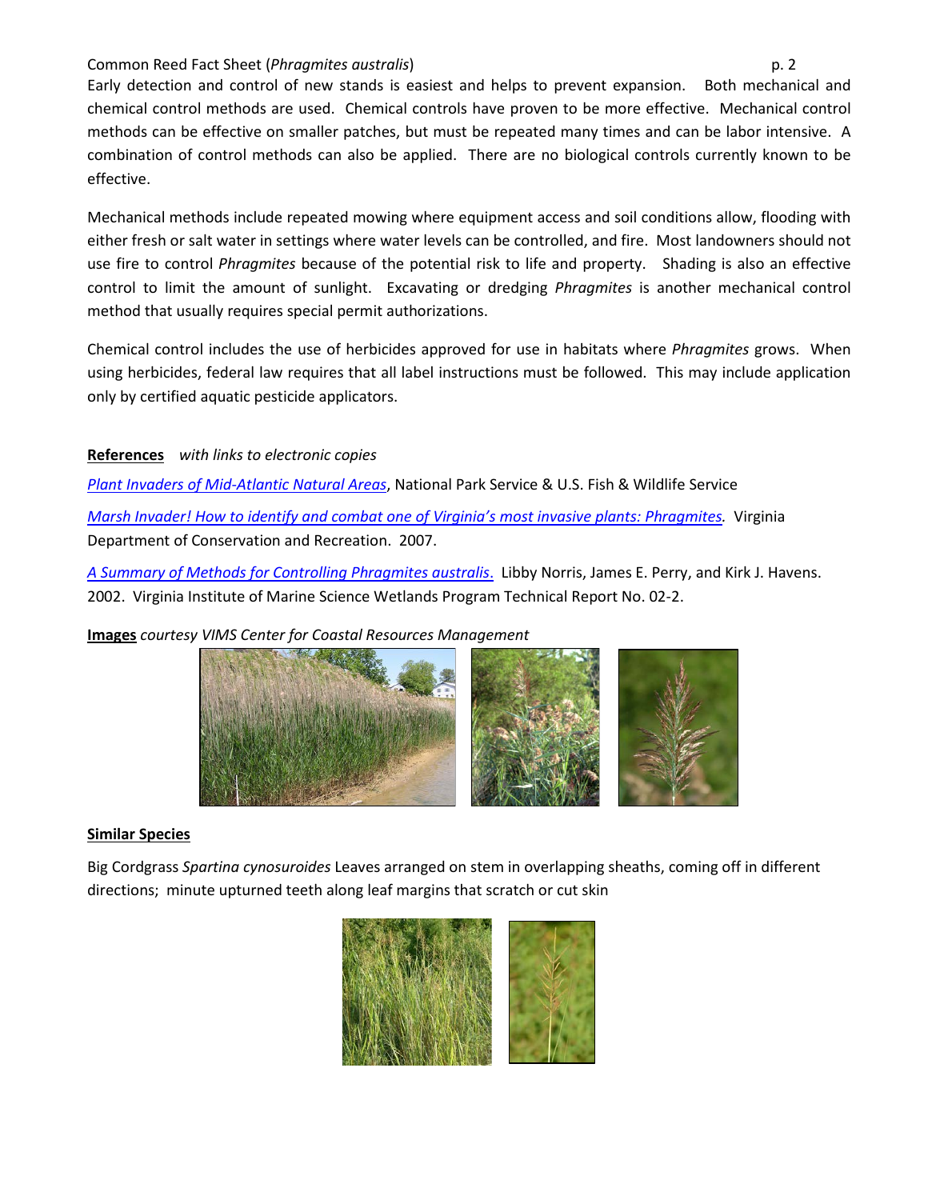Early detection and control of new stands is easiest and helps to prevent expansion. Both mechanical and chemical control methods are used. Chemical controls have proven to be more effective. Mechanical control methods can be effective on smaller patches, but must be repeated many times and can be labor intensive. A combination of control methods can also be applied. There are no biological controls currently known to be effective.

Mechanical methods include repeated mowing where equipment access and soil conditions allow, flooding with either fresh or salt water in settings where water levels can be controlled, and fire. Most landowners should not use fire to control *Phragmites* because of the potential risk to life and property. Shading is also an effective control to limit the amount of sunlight. Excavating or dredging *Phragmites* is another mechanical control method that usually requires special permit authorizations.

Chemical control includes the use of herbicides approved for use in habitats where *Phragmites* grows. When using herbicides, federal law requires that all label instructions must be followed. This may include application only by certified aquatic pesticide applicators.

**References** *with links to electronic copies*

*Plant Invaders of Mid-Atlantic Natural Areas*, National Park Service & U.S. Fish & Wildlife Service

*Marsh Invader! How to identify and combat one of Virginia's most invasive plants: Phragmites.* Virginia Department of Conservation and Recreation. 2007.

*A Summary of Methods for Controlling Phragmites australis.* Libby Norris, James E. Perry, and Kirk J. Havens. 2002. Virginia Institute of Marine Science Wetlands Program Technical Report No. 02-2.

**Images** *courtesy VIMS Center for Coastal Resources Management*

**Similar Species**

Big Cordgrass *Spartina cynosuroides* Leaves arranged on stem in overlapping sheaths, coming off in different directions; minute upturned teeth along leaf margins that scratch or cut skin